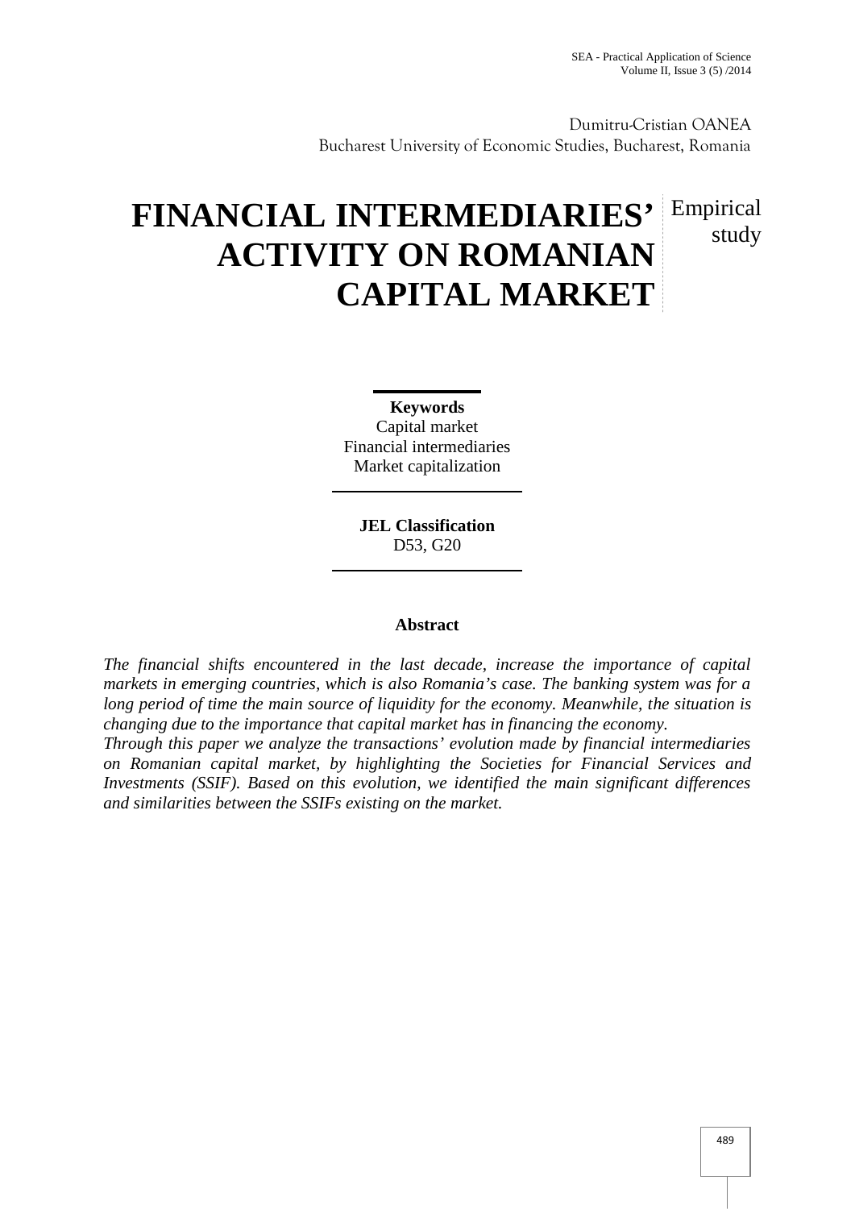Dumitru-Cristian OANEA
Bucharest University of Economic Studies, Bucharest, Romania

# FINANCIAL INTERMEDIARIES' ACTIVITY ON ROMANIAN CAPITAL MARKET

Empirical study

**Keywords**
Capital market
Financial intermediaries
Market capitalization

**JEL Classification**
D53, G20

**Abstract**

*The financial shifts encountered in the last decade, increase the importance of capital markets in emerging countries, which is also Romania's case. The banking system was for a long period of time the main source of liquidity for the economy. Meanwhile, the situation is changing due to the importance that capital market has in financing the economy.*

*Through this paper we analyze the transactions' evolution made by financial intermediaries on Romanian capital market, by highlighting the Societies for Financial Services and Investments (SSIF). Based on this evolution, we identified the main significant differences and similarities between the SSIFs existing on the market.*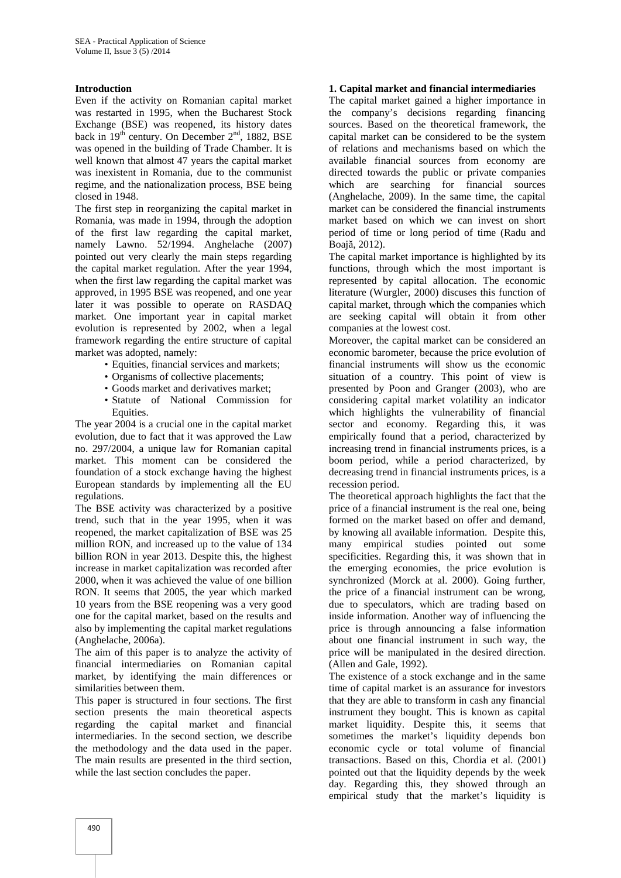## Introduction

Even if the activity on Romanian capital market was restarted in 1995, when the Bucharest Stock Exchange (BSE) was reopened, its history dates back in 19th century. On December 2nd, 1882, BSE was opened in the building of Trade Chamber. It is well known that almost 47 years the capital market was inexistent in Romania, due to the communist regime, and the nationalization process, BSE being closed in 1948.

The first step in reorganizing the capital market in Romania, was made in 1994, through the adoption of the first law regarding the capital market, namely Lawno. 52/1994. Anghelache (2007) pointed out very clearly the main steps regarding the capital market regulation. After the year 1994, when the first law regarding the capital market was approved, in 1995 BSE was reopened, and one year later it was possible to operate on RASDAQ market. One important year in capital market evolution is represented by 2002, when a legal framework regarding the entire structure of capital market was adopted, namely:

- Equities, financial services and markets;
- Organisms of collective placements;
- Goods market and derivatives market;
- Statute of National Commission for Equities.

The year 2004 is a crucial one in the capital market evolution, due to fact that it was approved the Law no. 297/2004, a unique law for Romanian capital market. This moment can be considered the foundation of a stock exchange having the highest European standards by implementing all the EU regulations.

The BSE activity was characterized by a positive trend, such that in the year 1995, when it was reopened, the market capitalization of BSE was 25 million RON, and increased up to the value of 134 billion RON in year 2013. Despite this, the highest increase in market capitalization was recorded after 2000, when it was achieved the value of one billion RON. It seems that 2005, the year which marked 10 years from the BSE reopening was a very good one for the capital market, based on the results and also by implementing the capital market regulations (Anghelache, 2006a).

The aim of this paper is to analyze the activity of financial intermediaries on Romanian capital market, by identifying the main differences or similarities between them.

This paper is structured in four sections. The first section presents the main theoretical aspects regarding the capital market and financial intermediaries. In the second section, we describe the methodology and the data used in the paper. The main results are presented in the third section, while the last section concludes the paper.

## 1. Capital market and financial intermediaries

The capital market gained a higher importance in the company's decisions regarding financing sources. Based on the theoretical framework, the capital market can be considered to be the system of relations and mechanisms based on which the available financial sources from economy are directed towards the public or private companies which are searching for financial sources (Anghelache, 2009). In the same time, the capital market can be considered the financial instruments market based on which we can invest on short period of time or long period of time (Radu and Boajă, 2012).

The capital market importance is highlighted by its functions, through which the most important is represented by capital allocation. The economic literature (Wurgler, 2000) discuses this function of capital market, through which the companies which are seeking capital will obtain it from other companies at the lowest cost.

Moreover, the capital market can be considered an economic barometer, because the price evolution of financial instruments will show us the economic situation of a country. This point of view is presented by Poon and Granger (2003), who are considering capital market volatility an indicator which highlights the vulnerability of financial sector and economy. Regarding this, it was empirically found that a period, characterized by increasing trend in financial instruments prices, is a boom period, while a period characterized, by decreasing trend in financial instruments prices, is a recession period.

The theoretical approach highlights the fact that the price of a financial instrument is the real one, being formed on the market based on offer and demand, by knowing all available information. Despite this, many empirical studies pointed out some specificities. Regarding this, it was shown that in the emerging economies, the price evolution is synchronized (Morck at al. 2000). Going further, the price of a financial instrument can be wrong, due to speculators, which are trading based on inside information. Another way of influencing the price is through announcing a false information about one financial instrument in such way, the price will be manipulated in the desired direction. (Allen and Gale, 1992).

The existence of a stock exchange and in the same time of capital market is an assurance for investors that they are able to transform in cash any financial instrument they bought. This is known as capital market liquidity. Despite this, it seems that sometimes the market's liquidity depends bon economic cycle or total volume of financial transactions. Based on this, Chordia et al. (2001) pointed out that the liquidity depends by the week day. Regarding this, they showed through an empirical study that the market's liquidity is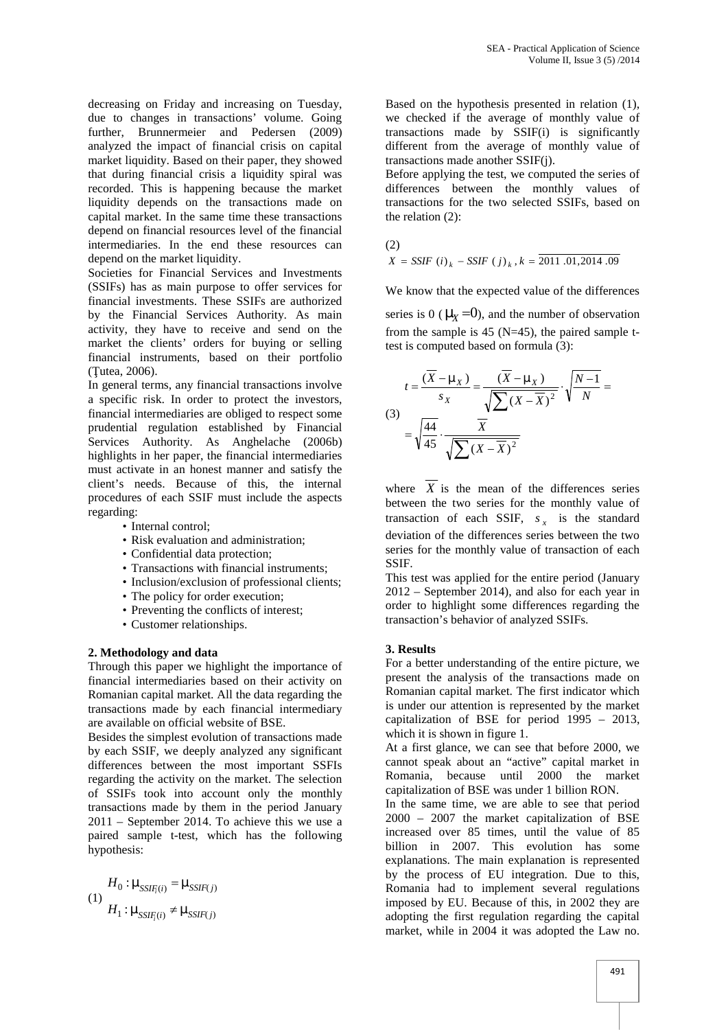decreasing on Friday and increasing on Tuesday, due to changes in transactions' volume. Going further, Brunnermeier and Pedersen (2009) analyzed the impact of financial crisis on capital market liquidity. Based on their paper, they showed that during financial crisis a liquidity spiral was recorded. This is happening because the market liquidity depends on the transactions made on capital market. In the same time these transactions depend on financial resources level of the financial intermediaries. In the end these resources can depend on the market liquidity.

Societies for Financial Services and Investments (SSIFs) has as main purpose to offer services for financial investments. These SSIFs are authorized by the Financial Services Authority. As main activity, they have to receive and send on the market the clients' orders for buying or selling financial instruments, based on their portfolio (Țutea, 2006).

In general terms, any financial transactions involve a specific risk. In order to protect the investors, financial intermediaries are obliged to respect some prudential regulation established by Financial Services Authority. As Anghelache (2006b) highlights in her paper, the financial intermediaries must activate in an honest manner and satisfy the client's needs. Because of this, the internal procedures of each SSIF must include the aspects regarding:

- Internal control;
- Risk evaluation and administration;
- Confidential data protection;
- Transactions with financial instruments;
- Inclusion/exclusion of professional clients;
- The policy for order execution;
- Preventing the conflicts of interest;
- Customer relationships.

## 2. Methodology and data

Through this paper we highlight the importance of financial intermediaries based on their activity on Romanian capital market. All the data regarding the transactions made by each financial intermediary are available on official website of BSE.

Besides the simplest evolution of transactions made by each SSIF, we deeply analyzed any significant differences between the most important SSIFs regarding the activity on the market. The selection of SSIFs took into account only the monthly transactions made by them in the period January 2011 – September 2014. To achieve this we use a paired sample t-test, which has the following hypothesis:

$$\text{(1)} \quad \begin{aligned} H_0 &: \mu_{SSIF(i)} = \mu_{SSIF(j)} \\ H_1 &: \mu_{SSIF(i)} \neq \mu_{SSIF(j)} \end{aligned}$$

Based on the hypothesis presented in relation (1), we checked if the average of monthly value of transactions made by SSIF(i) is significantly different from the average of monthly value of transactions made another SSIF(j).

Before applying the test, we computed the series of differences between the monthly values of transactions for the two selected SSIFs, based on the relation (2):

$$\text{(2)} \quad X = SSIF\,(i)_k - SSIF\,(j)_k,\ k = \overline{2011.01, 2014.09}$$

We know that the expected value of the differences series is 0 ($\mu_X = 0$), and the number of observation from the sample is 45 (N=45), the paired sample t-test is computed based on formula (3):

$$\text{(3)} \quad t = \frac{(\overline{X} - \mu_X)}{s_X} = \frac{(\overline{X} - \mu_X)}{\sqrt{\sum (X - \overline{X})^2}} \cdot \sqrt{\frac{N-1}{N}} = \sqrt{\frac{44}{45}} \cdot \frac{\overline{X}}{\sqrt{\sum (X - \overline{X})^2}}$$

where $\overline{X}$ is the mean of the differences series between the two series for the monthly value of transaction of each SSIF, $s_x$ is the standard deviation of the differences series between the two series for the monthly value of transaction of each SSIF.

This test was applied for the entire period (January 2012 – September 2014), and also for each year in order to highlight some differences regarding the transaction's behavior of analyzed SSIFs.

## 3. Results

For a better understanding of the entire picture, we present the analysis of the transactions made on Romanian capital market. The first indicator which is under our attention is represented by the market capitalization of BSE for period 1995 – 2013, which it is shown in figure 1.

At a first glance, we can see that before 2000, we cannot speak about an "active" capital market in Romania, because until 2000 the market capitalization of BSE was under 1 billion RON.

In the same time, we are able to see that period 2000 – 2007 the market capitalization of BSE increased over 85 times, until the value of 85 billion in 2007. This evolution has some explanations. The main explanation is represented by the process of EU integration. Due to this, Romania had to implement several regulations imposed by EU. Because of this, in 2002 they are adopting the first regulation regarding the capital market, while in 2004 it was adopted the Law no.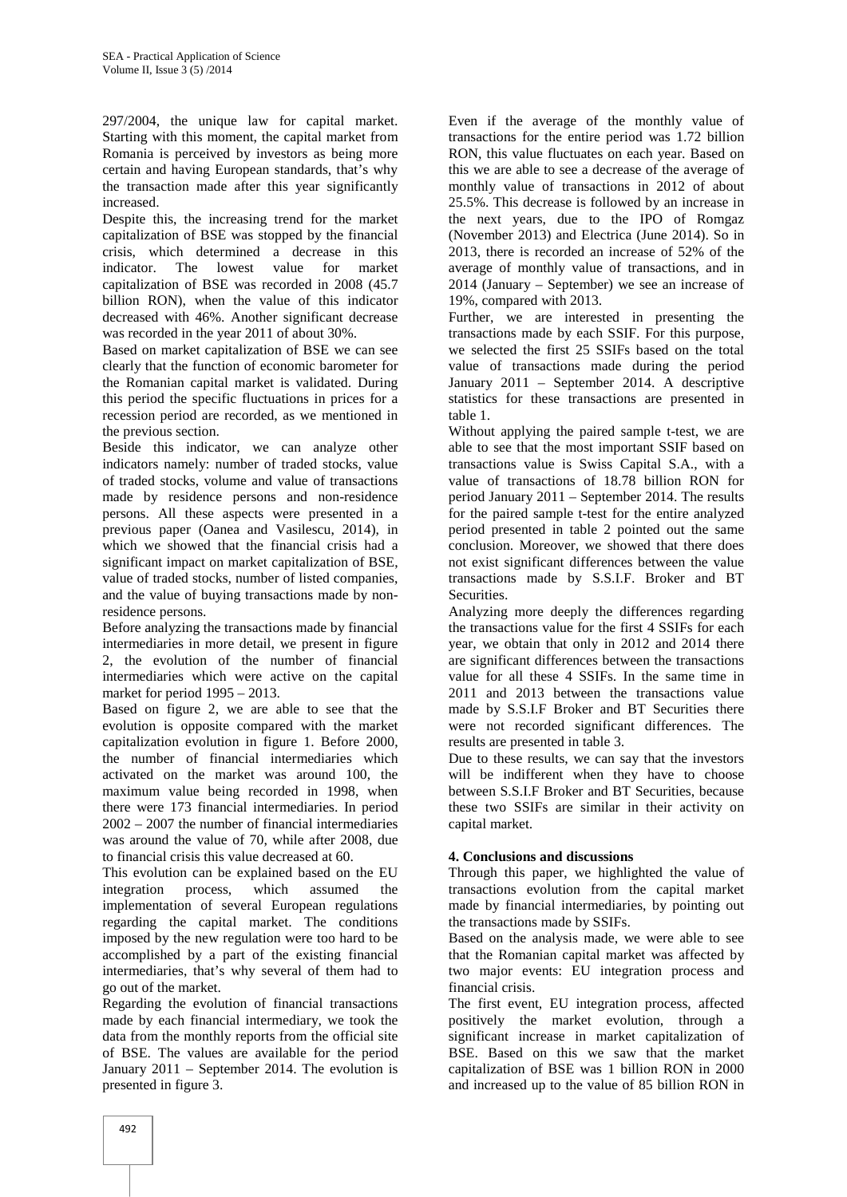297/2004, the unique law for capital market. Starting with this moment, the capital market from Romania is perceived by investors as being more certain and having European standards, that's why the transaction made after this year significantly increased.

Despite this, the increasing trend for the market capitalization of BSE was stopped by the financial crisis, which determined a decrease in this indicator. The lowest value for market capitalization of BSE was recorded in 2008 (45.7 billion RON), when the value of this indicator decreased with 46%. Another significant decrease was recorded in the year 2011 of about 30%.

Based on market capitalization of BSE we can see clearly that the function of economic barometer for the Romanian capital market is validated. During this period the specific fluctuations in prices for a recession period are recorded, as we mentioned in the previous section.

Beside this indicator, we can analyze other indicators namely: number of traded stocks, value of traded stocks, volume and value of transactions made by residence persons and non-residence persons. All these aspects were presented in a previous paper (Oanea and Vasilescu, 2014), in which we showed that the financial crisis had a significant impact on market capitalization of BSE, value of traded stocks, number of listed companies, and the value of buying transactions made by non-residence persons.

Before analyzing the transactions made by financial intermediaries in more detail, we present in figure 2, the evolution of the number of financial intermediaries which were active on the capital market for period 1995 – 2013.

Based on figure 2, we are able to see that the evolution is opposite compared with the market capitalization evolution in figure 1. Before 2000, the number of financial intermediaries which activated on the market was around 100, the maximum value being recorded in 1998, when there were 173 financial intermediaries. In period 2002 – 2007 the number of financial intermediaries was around the value of 70, while after 2008, due to financial crisis this value decreased at 60.

This evolution can be explained based on the EU integration process, which assumed the implementation of several European regulations regarding the capital market. The conditions imposed by the new regulation were too hard to be accomplished by a part of the existing financial intermediaries, that's why several of them had to go out of the market.

Regarding the evolution of financial transactions made by each financial intermediary, we took the data from the monthly reports from the official site of BSE. The values are available for the period January 2011 – September 2014. The evolution is presented in figure 3.

Even if the average of the monthly value of transactions for the entire period was 1.72 billion RON, this value fluctuates on each year. Based on this we are able to see a decrease of the average of monthly value of transactions in 2012 of about 25.5%. This decrease is followed by an increase in the next years, due to the IPO of Romgaz (November 2013) and Electrica (June 2014). So in 2013, there is recorded an increase of 52% of the average of monthly value of transactions, and in 2014 (January – September) we see an increase of 19%, compared with 2013.

Further, we are interested in presenting the transactions made by each SSIF. For this purpose, we selected the first 25 SSIFs based on the total value of transactions made during the period January 2011 – September 2014. A descriptive statistics for these transactions are presented in table 1.

Without applying the paired sample t-test, we are able to see that the most important SSIF based on transactions value is Swiss Capital S.A., with a value of transactions of 18.78 billion RON for period January 2011 – September 2014. The results for the paired sample t-test for the entire analyzed period presented in table 2 pointed out the same conclusion. Moreover, we showed that there does not exist significant differences between the value transactions made by S.S.I.F. Broker and BT Securities.

Analyzing more deeply the differences regarding the transactions value for the first 4 SSIFs for each year, we obtain that only in 2012 and 2014 there are significant differences between the transactions value for all these 4 SSIFs. In the same time in 2011 and 2013 between the transactions value made by S.S.I.F Broker and BT Securities there were not recorded significant differences. The results are presented in table 3.

Due to these results, we can say that the investors will be indifferent when they have to choose between S.S.I.F Broker and BT Securities, because these two SSIFs are similar in their activity on capital market.

## 4. Conclusions and discussions

Through this paper, we highlighted the value of transactions evolution from the capital market made by financial intermediaries, by pointing out the transactions made by SSIFs.

Based on the analysis made, we were able to see that the Romanian capital market was affected by two major events: EU integration process and financial crisis.

The first event, EU integration process, affected positively the market evolution, through a significant increase in market capitalization of BSE. Based on this we saw that the market capitalization of BSE was 1 billion RON in 2000 and increased up to the value of 85 billion RON in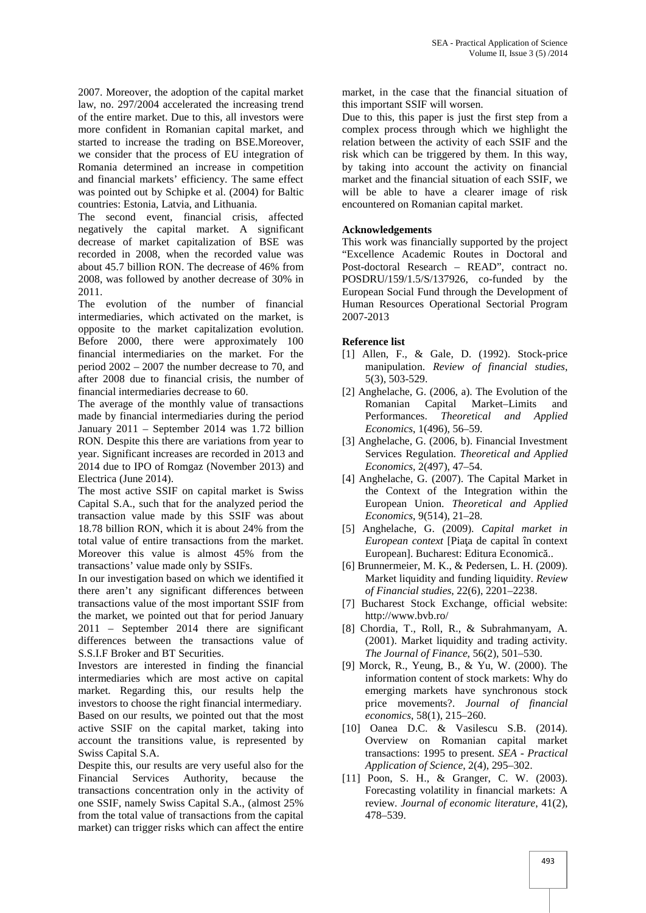2007. Moreover, the adoption of the capital market law, no. 297/2004 accelerated the increasing trend of the entire market. Due to this, all investors were more confident in Romanian capital market, and started to increase the trading on BSE.Moreover, we consider that the process of EU integration of Romania determined an increase in competition and financial markets' efficiency. The same effect was pointed out by Schipke et al. (2004) for Baltic countries: Estonia, Latvia, and Lithuania.

The second event, financial crisis, affected negatively the capital market. A significant decrease of market capitalization of BSE was recorded in 2008, when the recorded value was about 45.7 billion RON. The decrease of 46% from 2008, was followed by another decrease of 30% in 2011.

The evolution of the number of financial intermediaries, which activated on the market, is opposite to the market capitalization evolution. Before 2000, there were approximately 100 financial intermediaries on the market. For the period 2002 – 2007 the number decrease to 70, and after 2008 due to financial crisis, the number of financial intermediaries decrease to 60.

The average of the monthly value of transactions made by financial intermediaries during the period January 2011 – September 2014 was 1.72 billion RON. Despite this there are variations from year to year. Significant increases are recorded in 2013 and 2014 due to IPO of Romgaz (November 2013) and Electrica (June 2014).

The most active SSIF on capital market is Swiss Capital S.A., such that for the analyzed period the transaction value made by this SSIF was about 18.78 billion RON, which it is about 24% from the total value of entire transactions from the market. Moreover this value is almost 45% from the transactions' value made only by SSIFs.

In our investigation based on which we identified it there aren't any significant differences between transactions value of the most important SSIF from the market, we pointed out that for period January 2011 – September 2014 there are significant differences between the transactions value of S.S.I.F Broker and BT Securities.

Investors are interested in finding the financial intermediaries which are most active on capital market. Regarding this, our results help the investors to choose the right financial intermediary.

Based on our results, we pointed out that the most active SSIF on the capital market, taking into account the transitions value, is represented by Swiss Capital S.A.

Despite this, our results are very useful also for the Financial Services Authority, because the transactions concentration only in the activity of one SSIF, namely Swiss Capital S.A., (almost 25% from the total value of transactions from the capital market) can trigger risks which can affect the entire market, in the case that the financial situation of this important SSIF will worsen.

Due to this, this paper is just the first step from a complex process through which we highlight the relation between the activity of each SSIF and the risk which can be triggered by them. In this way, by taking into account the activity on financial market and the financial situation of each SSIF, we will be able to have a clearer image of risk encountered on Romanian capital market.

### Acknowledgements

This work was financially supported by the project "Excellence Academic Routes in Doctoral and Post-doctoral Research – READ", contract no. POSDRU/159/1.5/S/137926, co-funded by the European Social Fund through the Development of Human Resources Operational Sectorial Program 2007-2013

### Reference list

[1] Allen, F., & Gale, D. (1992). Stock-price manipulation. *Review of financial studies*, 5(3), 503-529.

[2] Anghelache, G. (2006, a). The Evolution of the Romanian Capital Market–Limits and Performances. *Theoretical and Applied Economics*, 1(496), 56–59.

[3] Anghelache, G. (2006, b). Financial Investment Services Regulation. *Theoretical and Applied Economics*, 2(497), 47–54.

[4] Anghelache, G. (2007). The Capital Market in the Context of the Integration within the European Union. *Theoretical and Applied Economics*, 9(514), 21–28.

[5] Anghelache, G. (2009). *Capital market in European context* [Piaţa de capital în context European]. Bucharest: Editura Economică..

[6] Brunnermeier, M. K., & Pedersen, L. H. (2009). Market liquidity and funding liquidity. *Review of Financial studies*, 22(6), 2201–2238.

[7] Bucharest Stock Exchange, official website: http://www.bvb.ro/

[8] Chordia, T., Roll, R., & Subrahmanyam, A. (2001). Market liquidity and trading activity. *The Journal of Finance*, 56(2), 501–530.

[9] Morck, R., Yeung, B., & Yu, W. (2000). The information content of stock markets: Why do emerging markets have synchronous stock price movements?. *Journal of financial economics*, 58(1), 215–260.

[10] Oanea D.C. & Vasilescu S.B. (2014). Overview on Romanian capital market transactions: 1995 to present. *SEA - Practical Application of Science*, 2(4), 295–302.

[11] Poon, S. H., & Granger, C. W. (2003). Forecasting volatility in financial markets: A review. *Journal of economic literature*, 41(2), 478–539.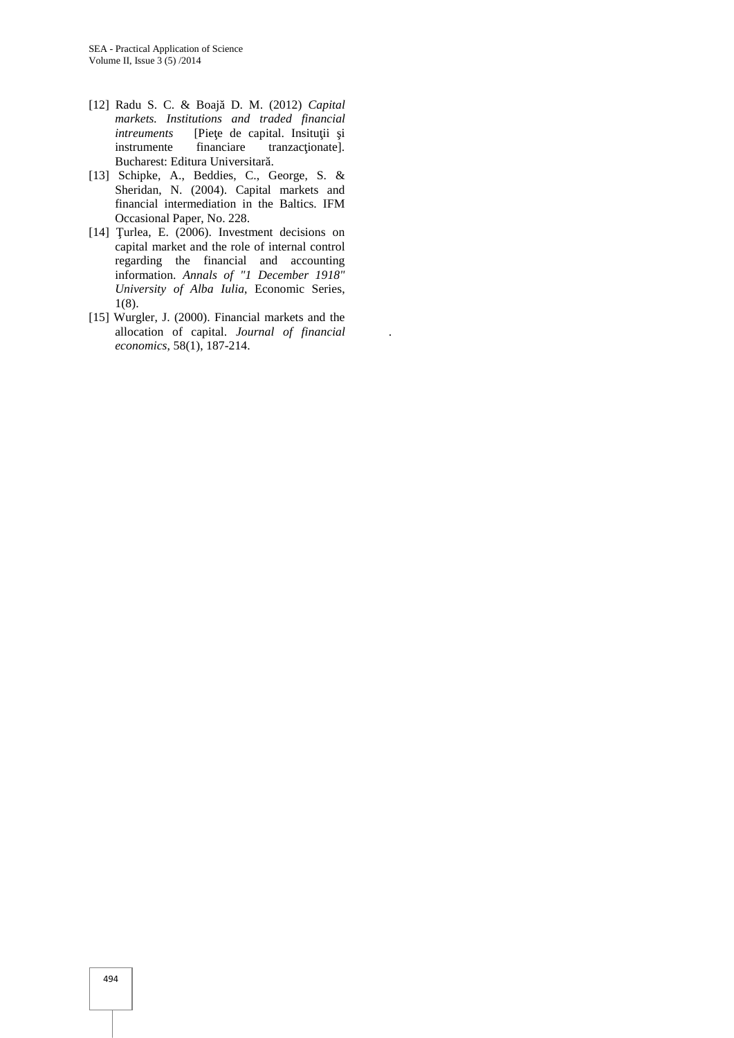[12] Radu S. C. & Boajă D. M. (2012) *Capital markets. Institutions and traded financial intreuments* [Pieţe de capital. Insituţii şi instrumente financiare tranzacţionate]. Bucharest: Editura Universitară.

[13] Schipke, A., Beddies, C., George, S. & Sheridan, N. (2004). Capital markets and financial intermediation in the Baltics. IFM Occasional Paper, No. 228.

[14] Ţurlea, E. (2006). Investment decisions on capital market and the role of internal control regarding the financial and accounting information. *Annals of "1 December 1918" University of Alba Iulia*, Economic Series, 1(8).

[15] Wurgler, J. (2000). Financial markets and the allocation of capital. *Journal of financial economics*, 58(1), 187-214.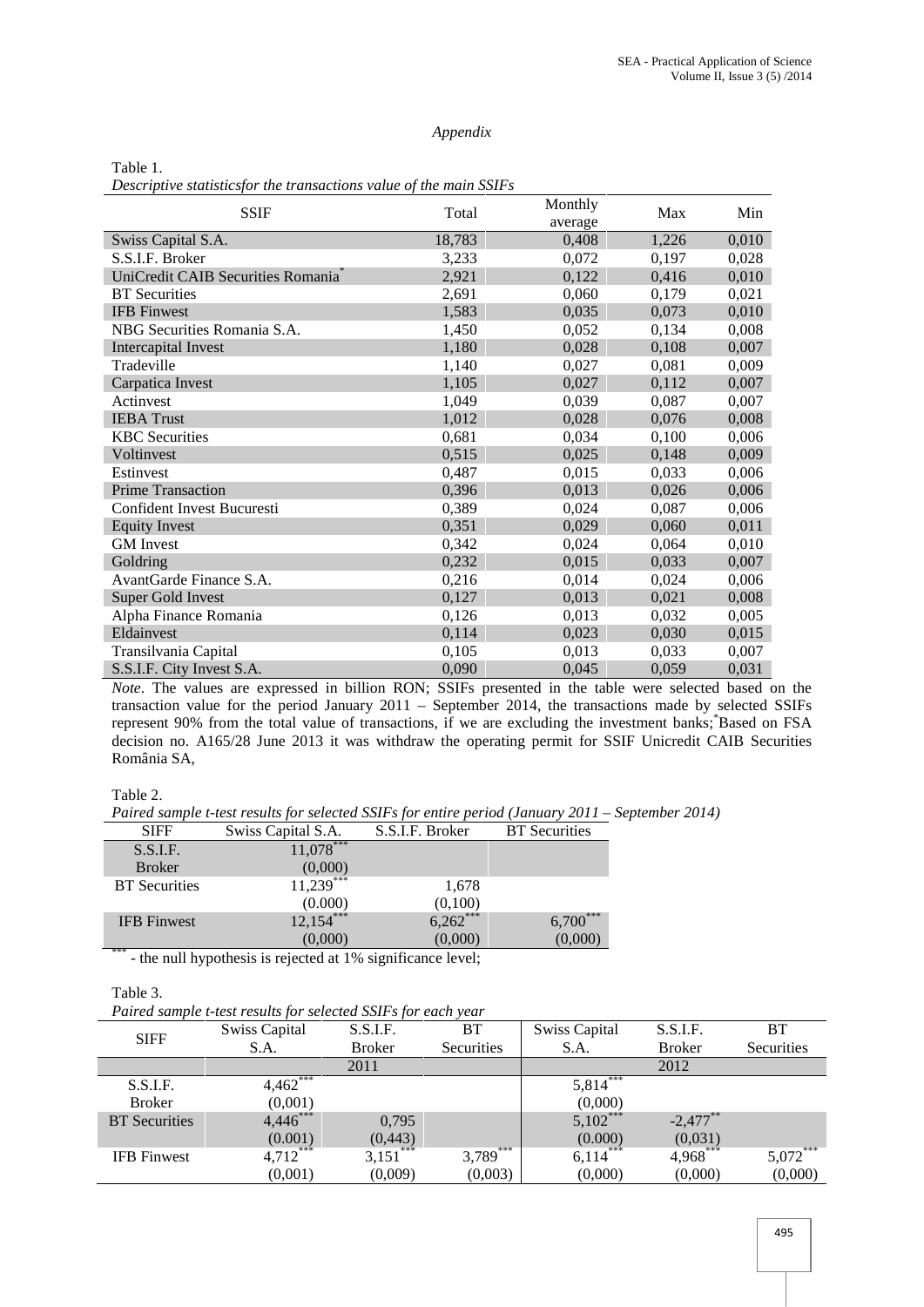*Appendix*

Table 1.

*Descriptive statisticsfor the transactions value of the main SSIFs*

| SSIF | Total | Monthly average | Max | Min |
|---|---|---|---|---|
| Swiss Capital S.A. | 18,783 | 0,408 | 1,226 | 0,010 |
| S.S.I.F. Broker | 3,233 | 0,072 | 0,197 | 0,028 |
| UniCredit CAIB Securities Romania* | 2,921 | 0,122 | 0,416 | 0,010 |
| BT Securities | 2,691 | 0,060 | 0,179 | 0,021 |
| IFB Finwest | 1,583 | 0,035 | 0,073 | 0,010 |
| NBG Securities Romania S.A. | 1,450 | 0,052 | 0,134 | 0,008 |
| Intercapital Invest | 1,180 | 0,028 | 0,108 | 0,007 |
| Tradeville | 1,140 | 0,027 | 0,081 | 0,009 |
| Carpatica Invest | 1,105 | 0,027 | 0,112 | 0,007 |
| Actinvest | 1,049 | 0,039 | 0,087 | 0,007 |
| IEBA Trust | 1,012 | 0,028 | 0,076 | 0,008 |
| KBC Securities | 0,681 | 0,034 | 0,100 | 0,006 |
| Voltinvest | 0,515 | 0,025 | 0,148 | 0,009 |
| Estinvest | 0,487 | 0,015 | 0,033 | 0,006 |
| Prime Transaction | 0,396 | 0,013 | 0,026 | 0,006 |
| Confident Invest Bucuresti | 0,389 | 0,024 | 0,087 | 0,006 |
| Equity Invest | 0,351 | 0,029 | 0,060 | 0,011 |
| GM Invest | 0,342 | 0,024 | 0,064 | 0,010 |
| Goldring | 0,232 | 0,015 | 0,033 | 0,007 |
| AvantGarde Finance S.A. | 0,216 | 0,014 | 0,024 | 0,006 |
| Super Gold Invest | 0,127 | 0,013 | 0,021 | 0,008 |
| Alpha Finance Romania | 0,126 | 0,013 | 0,032 | 0,005 |
| Eldainvest | 0,114 | 0,023 | 0,030 | 0,015 |
| Transilvania Capital | 0,105 | 0,013 | 0,033 | 0,007 |
| S.S.I.F. City Invest S.A. | 0,090 | 0,045 | 0,059 | 0,031 |

*Note*. The values are expressed in billion RON; SSIFs presented in the table were selected based on the transaction value for the period January 2011 – September 2014, the transactions made by selected SSIFs represent 90% from the total value of transactions, if we are excluding the investment banks; *Based on FSA decision no. A165/28 June 2013 it was withdraw the operating permit for SSIF Unicredit CAIB Securities România SA,

Table 2.

*Paired sample t-test results for selected SSIFs for entire period (January 2011 – September 2014)*

| SIFF | Swiss Capital S.A. | S.S.I.F. Broker | BT Securities |
|---|---|---|---|
| S.S.I.F. Broker | 11,078*** (0,000) | | |
| BT Securities | 11,239*** (0.000) | 1,678 (0,100) | |
| IFB Finwest | 12,154*** (0,000) | 6,262*** (0,000) | 6,700*** (0,000) |

*** - the null hypothesis is rejected at 1% significance level;

Table 3.

*Paired sample t-test results for selected SSIFs for each year*

| SIFF | Swiss Capital S.A. | S.S.I.F. Broker | BT Securities | Swiss Capital S.A. | S.S.I.F. Broker | BT Securities |
|---|---|---|---|---|---|---|
| | 2011 | | | 2012 | | |
| S.S.I.F. Broker | 4,462*** (0,001) | | | 5,814*** (0,000) | | |
| BT Securities | 4,446*** (0.001) | 0,795 (0,443) | | 5,102*** (0.000) | -2,477** (0,031) | |
| IFB Finwest | 4,712*** (0,001) | 3,151*** (0,009) | 3,789*** (0,003) | 6,114*** (0,000) | 4,968*** (0,000) | 5,072*** (0,000) |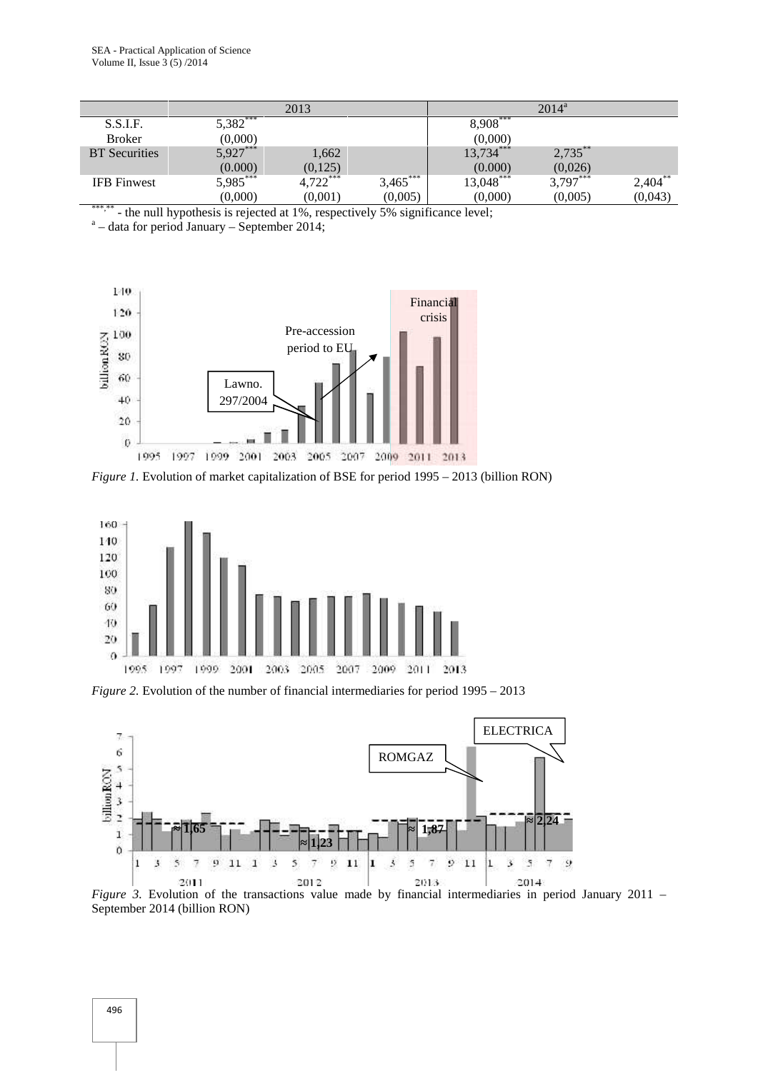| | 2013 | | | 2014[a] | | |
|---|---|---|---|---|---|---|
| S.S.I.F. Broker | 5,382[***] (0,000) | | | 8,908[***] (0,000) | | |
| BT Securities | 5,927[***] (0.000) | 1,662 (0,125) | | 13,734[***] (0.000) | 2,735[**] (0,026) | |
| IFB Finwest | 5,985[***] (0,000) | 4,722[***] (0,001) | 3,465[***] (0,005) | 13,048[***] (0,000) | 3,797[***] (0,005) | 2,404[**] (0,043) |

[***],[**] - the null hypothesis is rejected at 1%, respectively 5% significance level;
[a] – data for period January – September 2014;

140
120
100
80
60
40
20
0
billion RON
1995 1997 1999 2001 2003 2005 2007 2009 2011 2013
Financial crisis
Pre-accession period to EU
Lawno. 297/2004

*Figure 1.* Evolution of market capitalization of BSE for period 1995 – 2013 (billion RON)

160
140
120
100
80
60
40
20
0
1995 1997 1999 2001 2003 2005 2007 2009 2011 2013

*Figure 2.* Evolution of the number of financial intermediaries for period 1995 – 2013

7
6
5
4
3
2
1
0
billion RON
ELECTRICA
ROMGAZ
≈ 1,65
≈ 1,23
≈ 1,87
≈ 2,24
1 3 5 7 9 11 1 3 5 7 9 11 1 3 5 7 9 11 1 3 5 7 9
2011 2012 2013 2014

*Figure 3.* Evolution of the transactions value made by financial intermediaries in period January 2011 – September 2014 (billion RON)